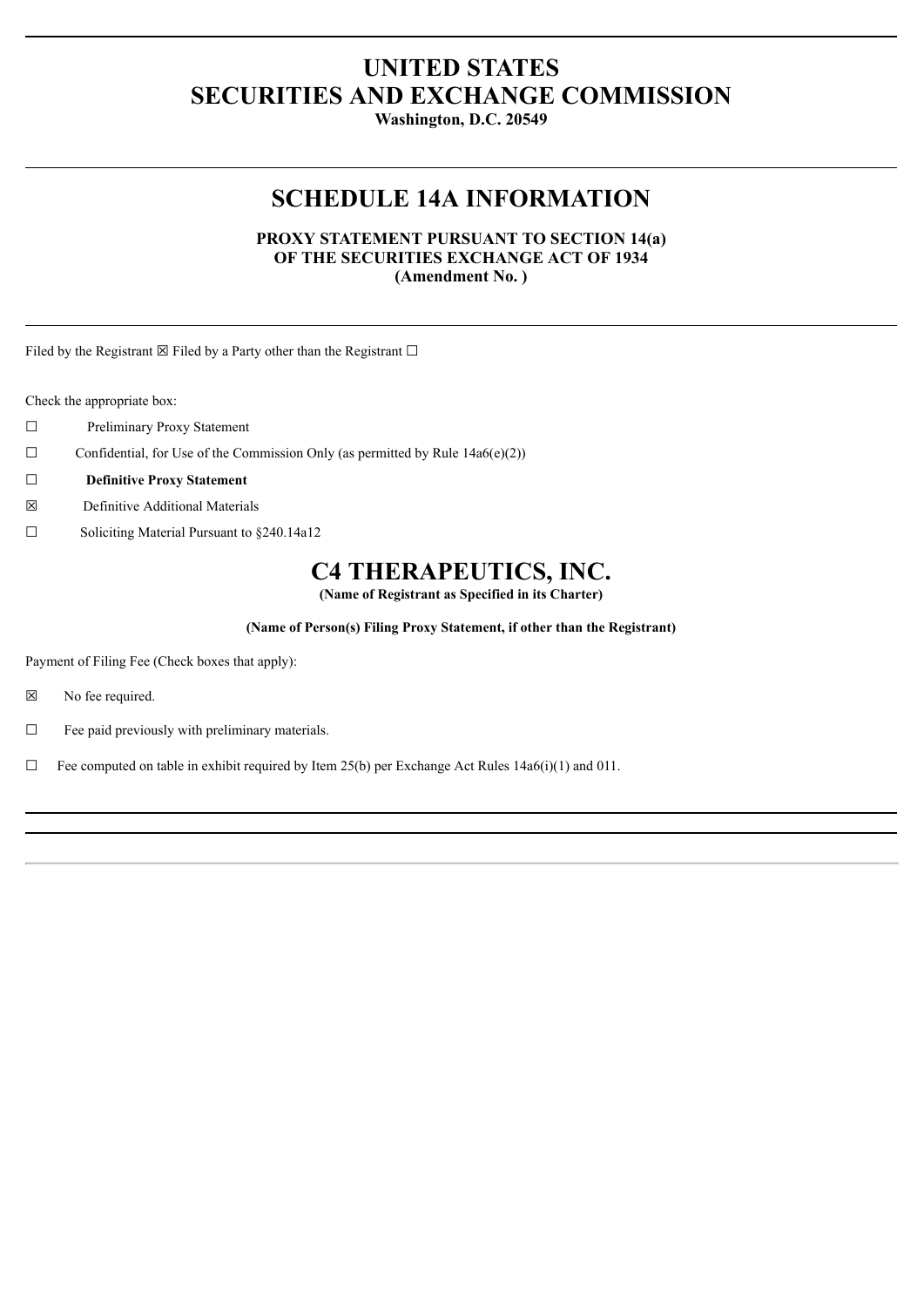# UNITED STATES
# SECURITIES AND EXCHANGE COMMISSION

**Washington, D.C. 20549**

---

## SCHEDULE 14A INFORMATION

**PROXY STATEMENT PURSUANT TO SECTION 14(a)**
**OF THE SECURITIES EXCHANGE ACT OF 1934**
**(Amendment No. )**

---

Filed by the Registrant ☒ Filed by a Party other than the Registrant ☐

Check the appropriate box:

☐ Preliminary Proxy Statement

☐ Confidential, for Use of the Commission Only (as permitted by Rule 14a6(e)(2))

☐ **Definitive Proxy Statement**

☒ Definitive Additional Materials

☐ Soliciting Material Pursuant to §240.14a12

## C4 THERAPEUTICS, INC.

**(Name of Registrant as Specified in its Charter)**

**(Name of Person(s) Filing Proxy Statement, if other than the Registrant)**

Payment of Filing Fee (Check boxes that apply):

☒ No fee required.

☐ Fee paid previously with preliminary materials.

☐ Fee computed on table in exhibit required by Item 25(b) per Exchange Act Rules 14a6(i)(1) and 011.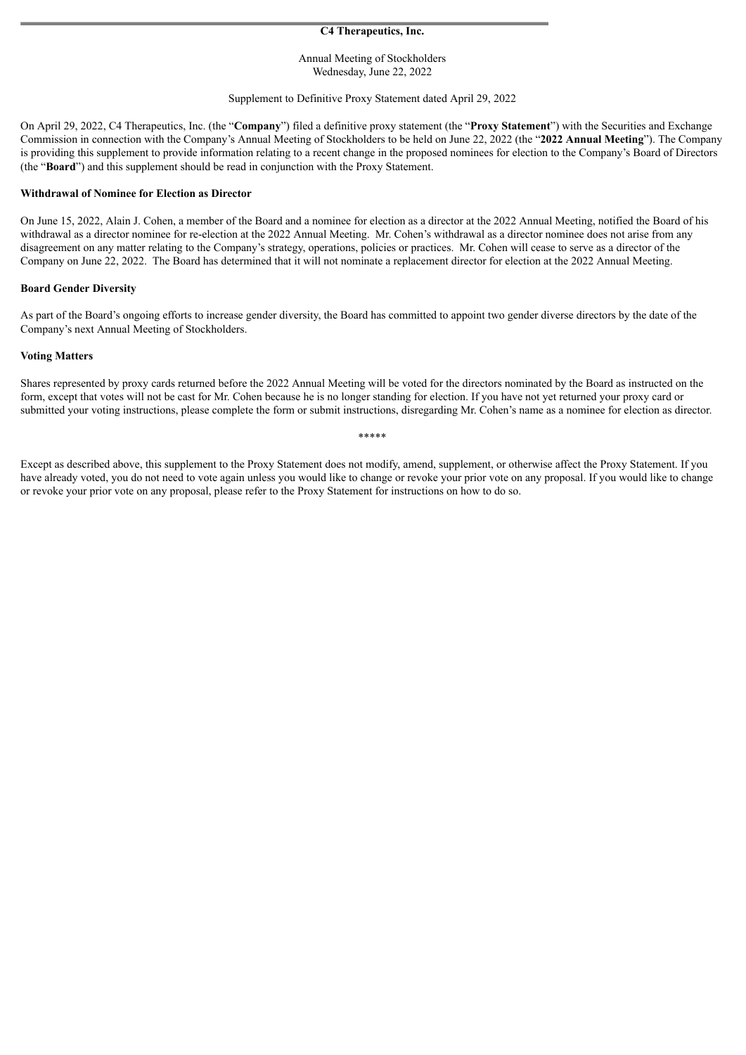**C4 Therapeutics, Inc.**

Annual Meeting of Stockholders
Wednesday, June 22, 2022

Supplement to Definitive Proxy Statement dated April 29, 2022

On April 29, 2022, C4 Therapeutics, Inc. (the "**Company**") filed a definitive proxy statement (the "**Proxy Statement**") with the Securities and Exchange Commission in connection with the Company's Annual Meeting of Stockholders to be held on June 22, 2022 (the "**2022 Annual Meeting**"). The Company is providing this supplement to provide information relating to a recent change in the proposed nominees for election to the Company's Board of Directors (the "**Board**") and this supplement should be read in conjunction with the Proxy Statement.

**Withdrawal of Nominee for Election as Director**

On June 15, 2022, Alain J. Cohen, a member of the Board and a nominee for election as a director at the 2022 Annual Meeting, notified the Board of his withdrawal as a director nominee for re-election at the 2022 Annual Meeting. Mr. Cohen's withdrawal as a director nominee does not arise from any disagreement on any matter relating to the Company's strategy, operations, policies or practices. Mr. Cohen will cease to serve as a director of the Company on June 22, 2022. The Board has determined that it will not nominate a replacement director for election at the 2022 Annual Meeting.

**Board Gender Diversity**

As part of the Board's ongoing efforts to increase gender diversity, the Board has committed to appoint two gender diverse directors by the date of the Company's next Annual Meeting of Stockholders.

**Voting Matters**

Shares represented by proxy cards returned before the 2022 Annual Meeting will be voted for the directors nominated by the Board as instructed on the form, except that votes will not be cast for Mr. Cohen because he is no longer standing for election. If you have not yet returned your proxy card or submitted your voting instructions, please complete the form or submit instructions, disregarding Mr. Cohen's name as a nominee for election as director.

*****

Except as described above, this supplement to the Proxy Statement does not modify, amend, supplement, or otherwise affect the Proxy Statement. If you have already voted, you do not need to vote again unless you would like to change or revoke your prior vote on any proposal. If you would like to change or revoke your prior vote on any proposal, please refer to the Proxy Statement for instructions on how to do so.